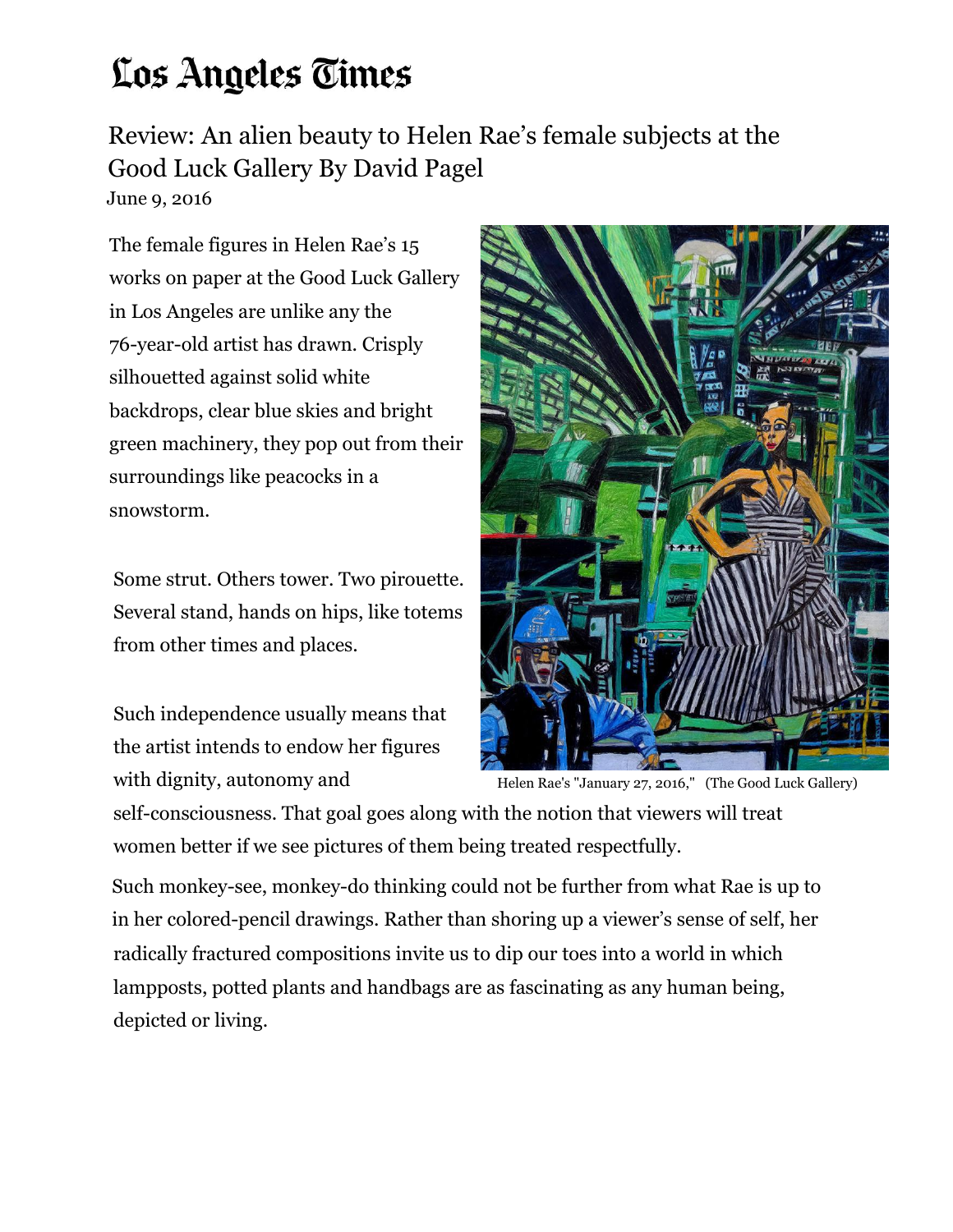# Los Angeles Times

## Review: An alien beauty to Helen Rae's female subjects at the Good Luck Gallery By David Pagel

June 9, 2016

The female figures in Helen Rae's 15 works on paper at the Good Luck Gallery in Los Angeles are unlike any the 76-year-old artist has drawn. Crisply silhouetted against solid white backdrops, clear blue skies and bright green machinery, they pop out from their surroundings like peacocks in a snowstorm.

Some strut. Others tower. Two pirouette. Several stand, hands on hips, like totems from other times and places.

Such independence usually means that the artist intends to endow her figures with dignity, autonomy and self-consciousness. That goal goes along with the notion that viewers will treat women better if we see pictures of them being treated respectfully.

Helen Rae's "January 27, 2016," (The Good Luck Gallery)

Such monkey-see, monkey-do thinking could not be further from what Rae is up to in her colored-pencil drawings. Rather than shoring up a viewer's sense of self, her radically fractured compositions invite us to dip our toes into a world in which lampposts, potted plants and handbags are as fascinating as any human being, depicted or living.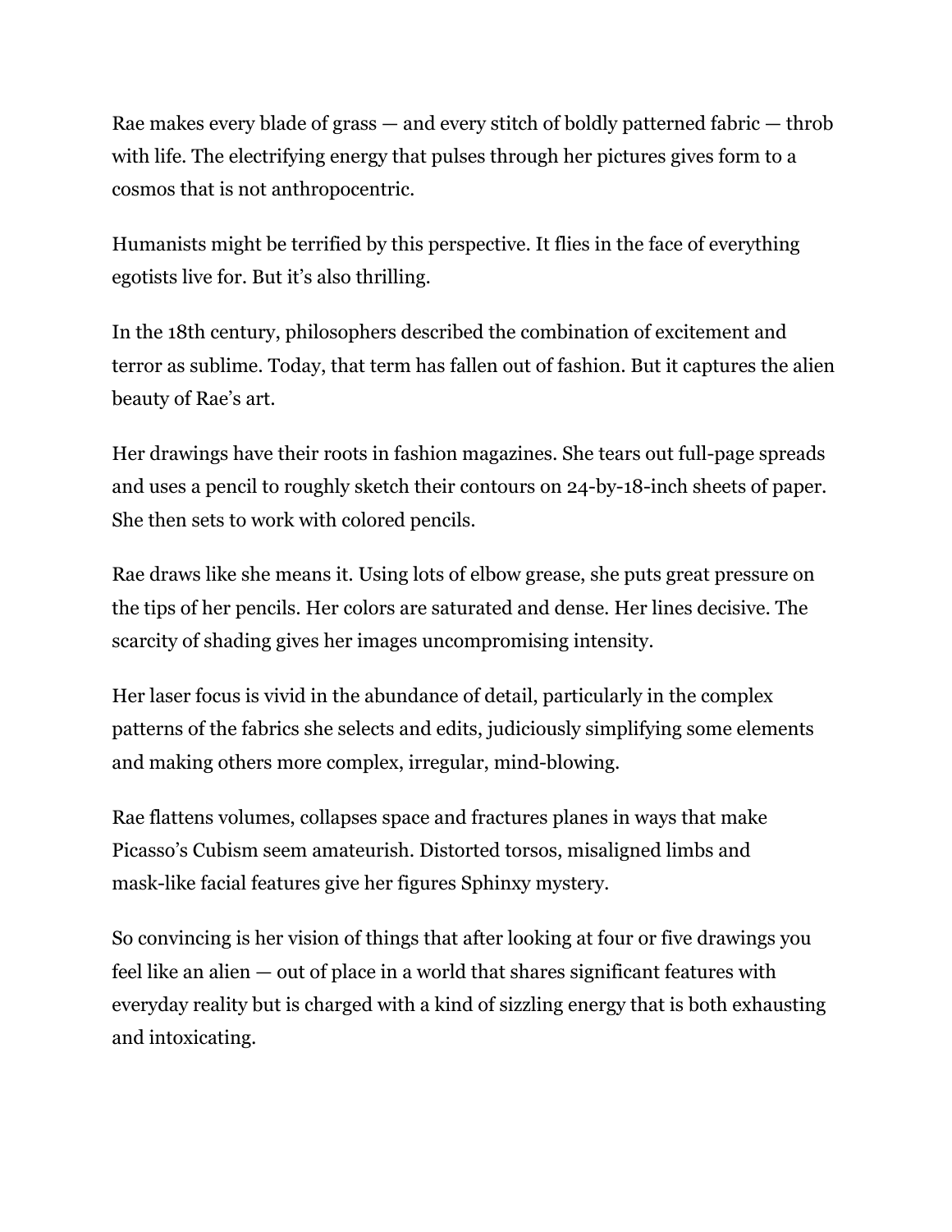Rae makes every blade of grass — and every stitch of boldly patterned fabric — throb with life. The electrifying energy that pulses through her pictures gives form to a cosmos that is not anthropocentric.

Humanists might be terrified by this perspective. It flies in the face of everything egotists live for. But it's also thrilling.

In the 18th century, philosophers described the combination of excitement and terror as sublime. Today, that term has fallen out of fashion. But it captures the alien beauty of Rae's art.

Her drawings have their roots in fashion magazines. She tears out full-page spreads and uses a pencil to roughly sketch their contours on 24-by-18-inch sheets of paper. She then sets to work with colored pencils.

Rae draws like she means it. Using lots of elbow grease, she puts great pressure on the tips of her pencils. Her colors are saturated and dense. Her lines decisive. The scarcity of shading gives her images uncompromising intensity.

Her laser focus is vivid in the abundance of detail, particularly in the complex patterns of the fabrics she selects and edits, judiciously simplifying some elements and making others more complex, irregular, mind-blowing.

Rae flattens volumes, collapses space and fractures planes in ways that make Picasso's Cubism seem amateurish. Distorted torsos, misaligned limbs and mask-like facial features give her figures Sphinxy mystery.

So convincing is her vision of things that after looking at four or five drawings you feel like an alien — out of place in a world that shares significant features with everyday reality but is charged with a kind of sizzling energy that is both exhausting and intoxicating.